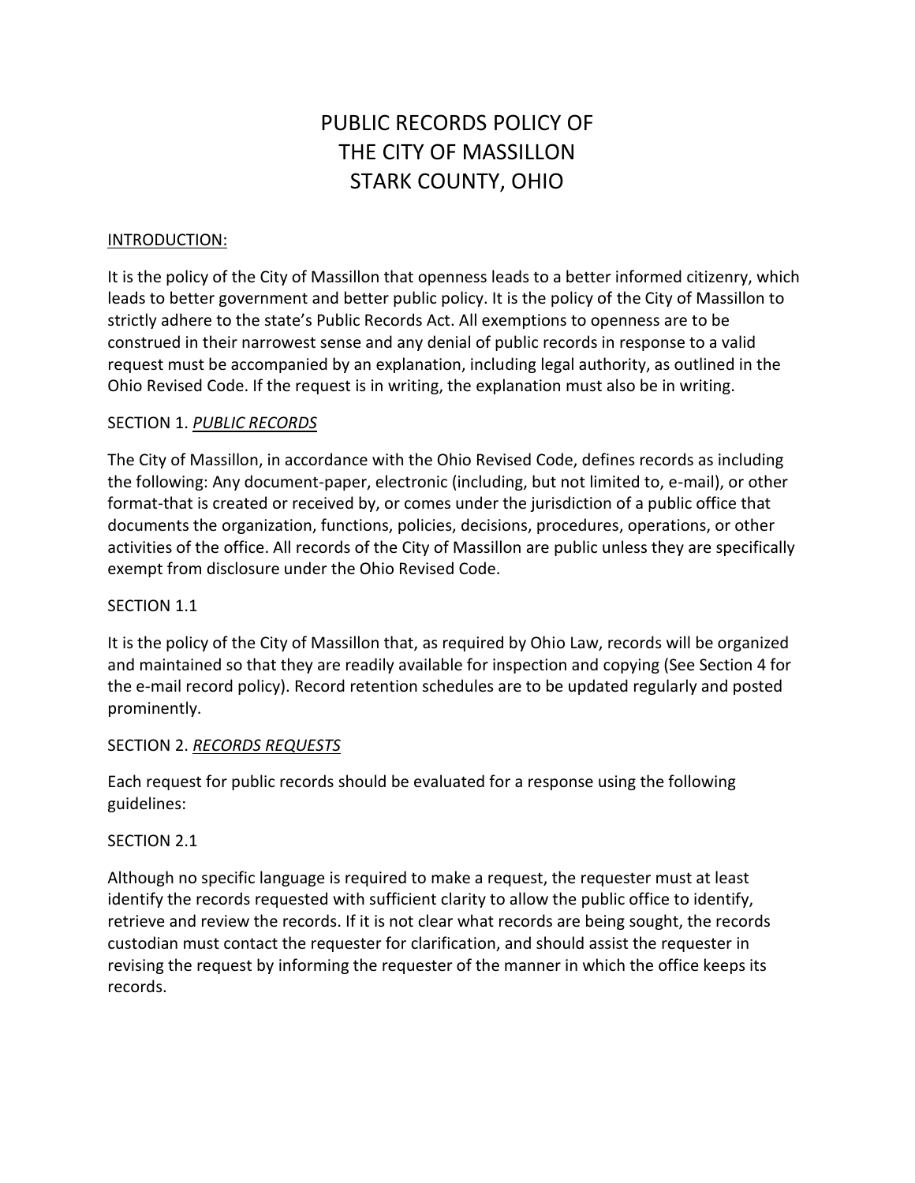# PUBLIC RECORDS POLICY OF THE CITY OF MASSILLON STARK COUNTY, OHIO

INTRODUCTION:

It is the policy of the City of Massillon that openness leads to a better informed citizenry, which leads to better government and better public policy. It is the policy of the City of Massillon to strictly adhere to the state's Public Records Act. All exemptions to openness are to be construed in their narrowest sense and any denial of public records in response to a valid request must be accompanied by an explanation, including legal authority, as outlined in the Ohio Revised Code. If the request is in writing, the explanation must also be in writing.

SECTION 1. *PUBLIC RECORDS*

The City of Massillon, in accordance with the Ohio Revised Code, defines records as including the following: Any document-paper, electronic (including, but not limited to, e-mail), or other format-that is created or received by, or comes under the jurisdiction of a public office that documents the organization, functions, policies, decisions, procedures, operations, or other activities of the office. All records of the City of Massillon are public unless they are specifically exempt from disclosure under the Ohio Revised Code.

SECTION 1.1

It is the policy of the City of Massillon that, as required by Ohio Law, records will be organized and maintained so that they are readily available for inspection and copying (See Section 4 for the e-mail record policy). Record retention schedules are to be updated regularly and posted prominently.

SECTION 2. *RECORDS REQUESTS*

Each request for public records should be evaluated for a response using the following guidelines:

SECTION 2.1

Although no specific language is required to make a request, the requester must at least identify the records requested with sufficient clarity to allow the public office to identify, retrieve and review the records. If it is not clear what records are being sought, the records custodian must contact the requester for clarification, and should assist the requester in revising the request by informing the requester of the manner in which the office keeps its records.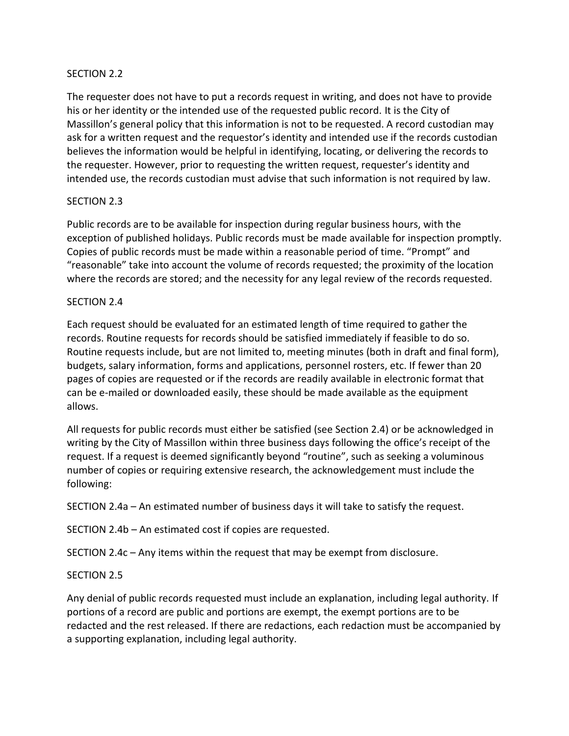SECTION 2.2

The requester does not have to put a records request in writing, and does not have to provide his or her identity or the intended use of the requested public record. It is the City of Massillon's general policy that this information is not to be requested. A record custodian may ask for a written request and the requestor's identity and intended use if the records custodian believes the information would be helpful in identifying, locating, or delivering the records to the requester. However, prior to requesting the written request, requester's identity and intended use, the records custodian must advise that such information is not required by law.

SECTION 2.3

Public records are to be available for inspection during regular business hours, with the exception of published holidays. Public records must be made available for inspection promptly. Copies of public records must be made within a reasonable period of time. "Prompt" and "reasonable" take into account the volume of records requested; the proximity of the location where the records are stored; and the necessity for any legal review of the records requested.

SECTION 2.4

Each request should be evaluated for an estimated length of time required to gather the records. Routine requests for records should be satisfied immediately if feasible to do so. Routine requests include, but are not limited to, meeting minutes (both in draft and final form), budgets, salary information, forms and applications, personnel rosters, etc. If fewer than 20 pages of copies are requested or if the records are readily available in electronic format that can be e-mailed or downloaded easily, these should be made available as the equipment allows.

All requests for public records must either be satisfied (see Section 2.4) or be acknowledged in writing by the City of Massillon within three business days following the office's receipt of the request. If a request is deemed significantly beyond "routine", such as seeking a voluminous number of copies or requiring extensive research, the acknowledgement must include the following:

SECTION 2.4a – An estimated number of business days it will take to satisfy the request.

SECTION 2.4b – An estimated cost if copies are requested.

SECTION 2.4c – Any items within the request that may be exempt from disclosure.

SECTION 2.5

Any denial of public records requested must include an explanation, including legal authority. If portions of a record are public and portions are exempt, the exempt portions are to be redacted and the rest released. If there are redactions, each redaction must be accompanied by a supporting explanation, including legal authority.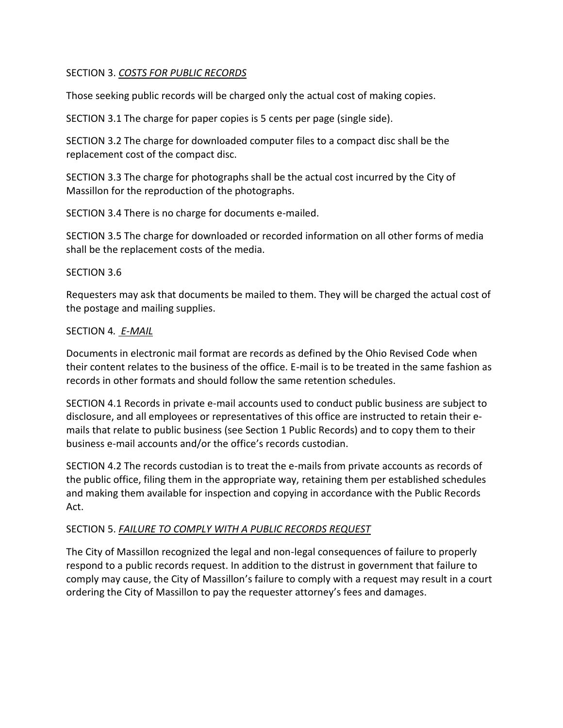SECTION 3. *COSTS FOR PUBLIC RECORDS*

Those seeking public records will be charged only the actual cost of making copies.

SECTION 3.1 The charge for paper copies is 5 cents per page (single side).

SECTION 3.2 The charge for downloaded computer files to a compact disc shall be the replacement cost of the compact disc.

SECTION 3.3 The charge for photographs shall be the actual cost incurred by the City of Massillon for the reproduction of the photographs.

SECTION 3.4 There is no charge for documents e-mailed.

SECTION 3.5 The charge for downloaded or recorded information on all other forms of media shall be the replacement costs of the media.

SECTION 3.6

Requesters may ask that documents be mailed to them. They will be charged the actual cost of the postage and mailing supplies.

SECTION 4. *E-MAIL*

Documents in electronic mail format are records as defined by the Ohio Revised Code when their content relates to the business of the office. E-mail is to be treated in the same fashion as records in other formats and should follow the same retention schedules.

SECTION 4.1 Records in private e-mail accounts used to conduct public business are subject to disclosure, and all employees or representatives of this office are instructed to retain their e-mails that relate to public business (see Section 1 Public Records) and to copy them to their business e-mail accounts and/or the office's records custodian.

SECTION 4.2 The records custodian is to treat the e-mails from private accounts as records of the public office, filing them in the appropriate way, retaining them per established schedules and making them available for inspection and copying in accordance with the Public Records Act.

SECTION 5. *FAILURE TO COMPLY WITH A PUBLIC RECORDS REQUEST*

The City of Massillon recognized the legal and non-legal consequences of failure to properly respond to a public records request. In addition to the distrust in government that failure to comply may cause, the City of Massillon's failure to comply with a request may result in a court ordering the City of Massillon to pay the requester attorney's fees and damages.